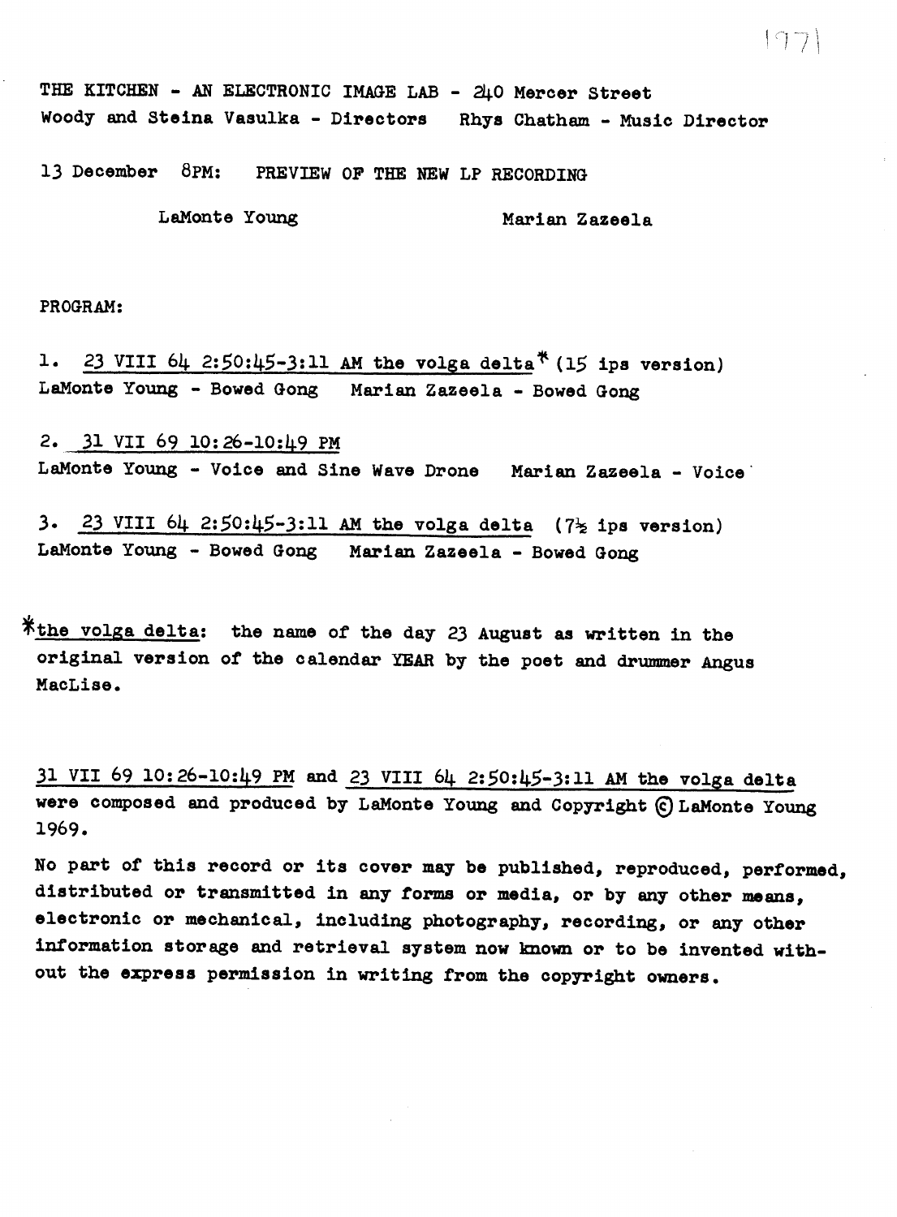1971

THE KITCHEN - AN ELECTRONIC IMAGE LAB - 240 Mercer Street
Woody and Steina Vasulka - Directors   Rhys Chatham - Music Director

13 December 8PM: PREVIEW OF THE NEW LP RECORDING

LaMonte Young   Marian Zazeela

PROGRAM:

1. 23 VIII 64 2:50:45-3:11 AM the volga delta* (15 ips version)
LaMonte Young - Bowed Gong   Marian Zazeela - Bowed Gong

2. 31 VII 69 10:26-10:49 PM
LaMonte Young - Voice and Sine Wave Drone   Marian Zazeela - Voice

3. 23 VIII 64 2:50:45-3:11 AM the volga delta (7½ ips version)
LaMonte Young - Bowed Gong   Marian Zazeela - Bowed Gong

*the volga delta: the name of the day 23 August as written in the original version of the calendar YEAR by the poet and drummer Angus MacLise.

31 VII 69 10:26-10:49 PM and 23 VIII 64 2:50:45-3:11 AM the volga delta were composed and produced by LaMonte Young and Copyright © LaMonte Young 1969.

No part of this record or its cover may be published, reproduced, performed, distributed or transmitted in any forms or media, or by any other means, electronic or mechanical, including photography, recording, or any other information storage and retrieval system now known or to be invented without the express permission in writing from the copyright owners.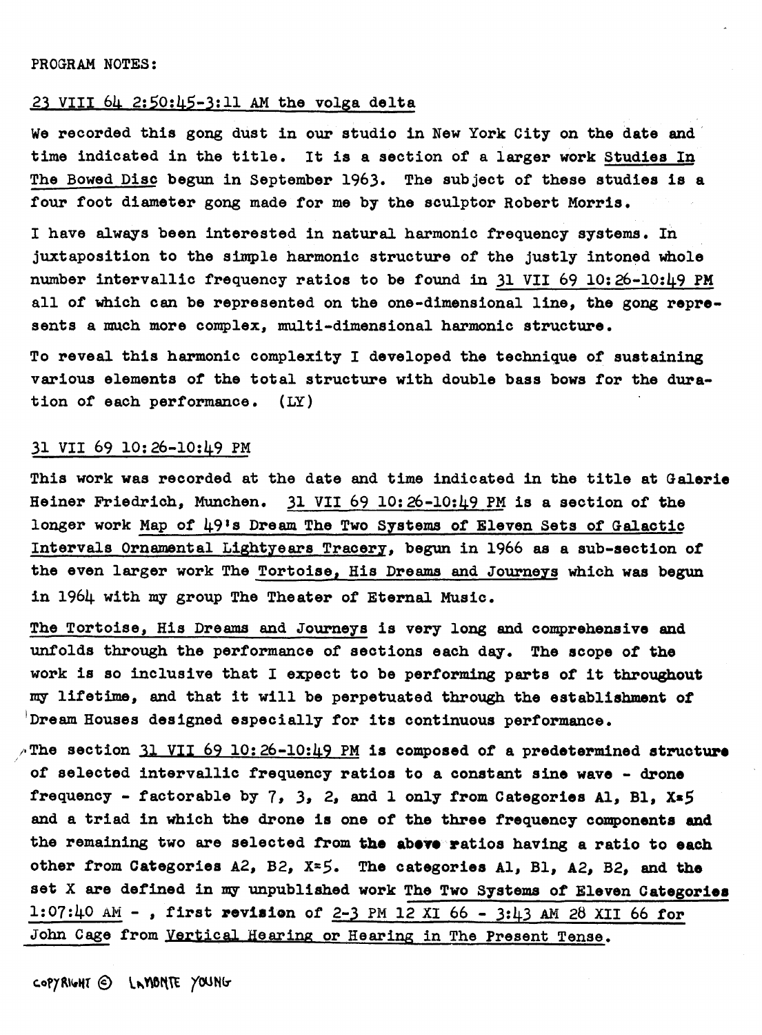PROGRAM NOTES:

23 VIII 64 2:50:45-3:11 AM the volga delta

We recorded this gong dust in our studio in New York City on the date and time indicated in the title. It is a section of a larger work Studies In The Bowed Disc begun in September 1963. The subject of these studies is a four foot diameter gong made for me by the sculptor Robert Morris.

I have always been interested in natural harmonic frequency systems. In juxtaposition to the simple harmonic structure of the justly intoned whole number intervallic frequency ratios to be found in 31 VII 69 10:26-10:49 PM all of which can be represented on the one-dimensional line, the gong represents a much more complex, multi-dimensional harmonic structure.

To reveal this harmonic complexity I developed the technique of sustaining various elements of the total structure with double bass bows for the duration of each performance. (LY)

31 VII 69 10:26-10:49 PM

This work was recorded at the date and time indicated in the title at Galerie Heiner Friedrich, Munchen. 31 VII 69 10:26-10:49 PM is a section of the longer work Map of 49's Dream The Two Systems of Eleven Sets of Galactic Intervals Ornamental Lightyears Tracery, begun in 1966 as a sub-section of the even larger work The Tortoise, His Dreams and Journeys which was begun in 1964 with my group The Theater of Eternal Music.

The Tortoise, His Dreams and Journeys is very long and comprehensive and unfolds through the performance of sections each day. The scope of the work is so inclusive that I expect to be performing parts of it throughout my lifetime, and that it will be perpetuated through the establishment of Dream Houses designed especially for its continuous performance.

The section 31 VII 69 10:26-10:49 PM is composed of a predetermined structure of selected intervallic frequency ratios to a constant sine wave - drone frequency - factorable by 7, 3, 2, and 1 only from Categories A1, B1, X=5 and a triad in which the drone is one of the three frequency components and the remaining two are selected from the above ratios having a ratio to each other from Categories A2, B2, X=5. The categories A1, B1, A2, B2, and the set X are defined in my unpublished work The Two Systems of Eleven Categories 1:07:40 AM - , first revision of 2-3 PM 12 XI 66 - 3:43 AM 28 XII 66 for John Cage from Vertical Hearing or Hearing in The Present Tense.

COPYRIGHT © LAMONTE YOUNG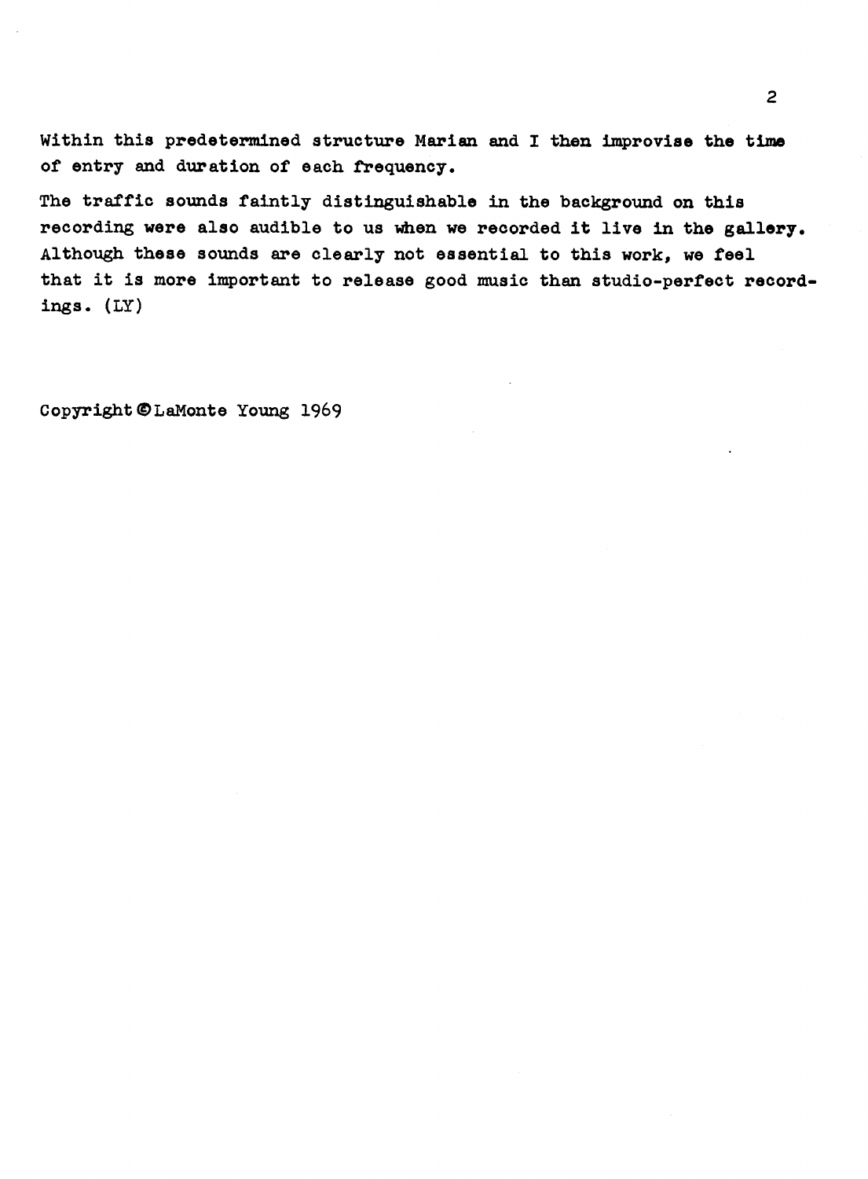Within this predetermined structure Marian and I then improvise the time of entry and duration of each frequency.

The traffic sounds faintly distinguishable in the background on this recording were also audible to us when we recorded it live in the gallery. Although these sounds are clearly not essential to this work, we feel that it is more important to release good music than studio-perfect recordings. (LY)

Copyright ©LaMonte Young 1969